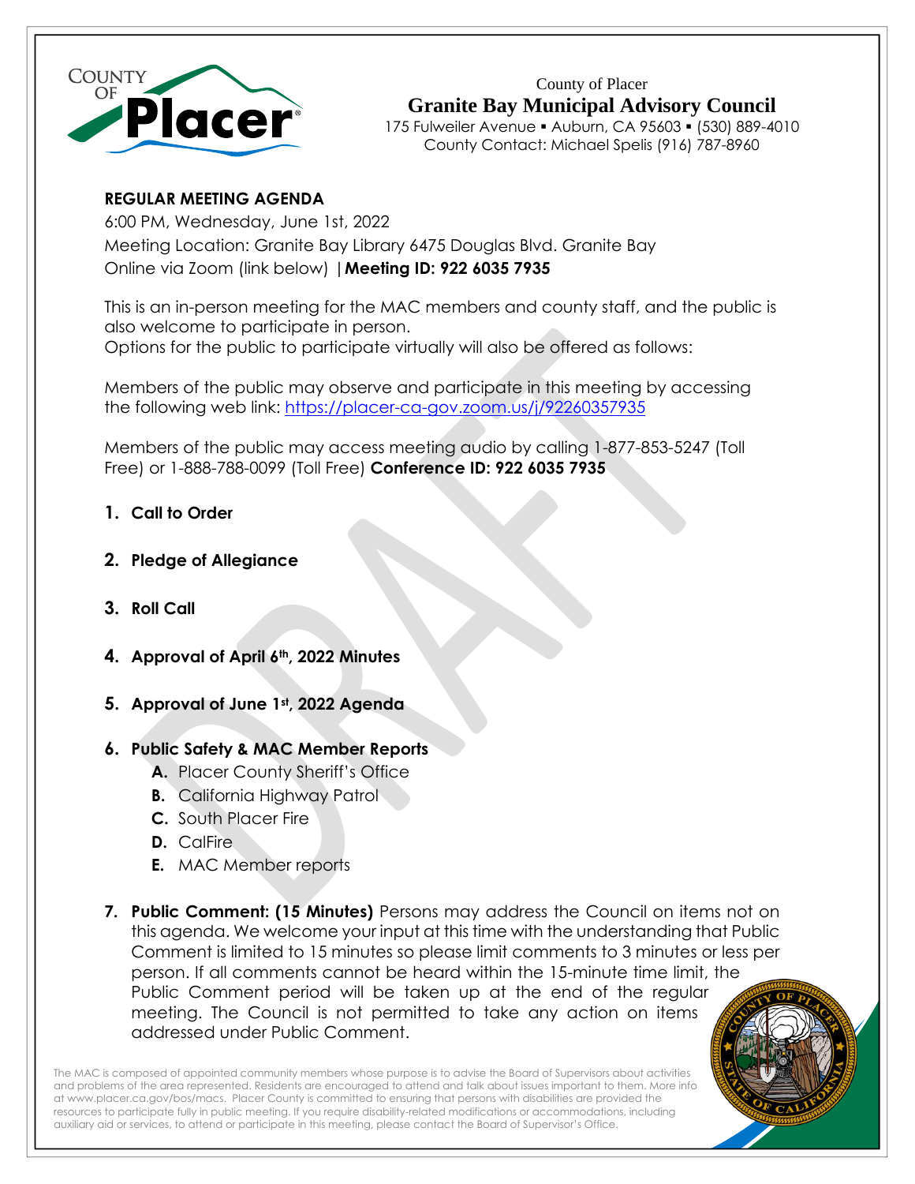County of Placer

# Granite Bay Municipal Advisory Council

175 Fulweiler Avenue ▪ Auburn, CA 95603 ▪ (530) 889-4010
County Contact: Michael Spelis (916) 787-8960

**REGULAR MEETING AGENDA**

6:00 PM, Wednesday, June 1st, 2022
Meeting Location: Granite Bay Library 6475 Douglas Blvd. Granite Bay
Online via Zoom (link below) |**Meeting ID: 922 6035 7935**

This is an in-person meeting for the MAC members and county staff, and the public is also welcome to participate in person.
Options for the public to participate virtually will also be offered as follows:

Members of the public may observe and participate in this meeting by accessing the following web link: https://placer-ca-gov.zoom.us/j/92260357935

Members of the public may access meeting audio by calling 1-877-853-5247 (Toll Free) or 1-888-788-0099 (Toll Free) **Conference ID: 922 6035 7935**

1. **Call to Order**
2. **Pledge of Allegiance**
3. **Roll Call**
4. **Approval of April 6th, 2022 Minutes**
5. **Approval of June 1st, 2022 Agenda**
6. **Public Safety & MAC Member Reports**
   - **A.** Placer County Sheriff's Office
   - **B.** California Highway Patrol
   - **C.** South Placer Fire
   - **D.** CalFire
   - **E.** MAC Member reports
7. **Public Comment: (15 Minutes)** Persons may address the Council on items not on this agenda. We welcome your input at this time with the understanding that Public Comment is limited to 15 minutes so please limit comments to 3 minutes or less per person. If all comments cannot be heard within the 15-minute time limit, the Public Comment period will be taken up at the end of the regular meeting. The Council is not permitted to take any action on items addressed under Public Comment.

The MAC is composed of appointed community members whose purpose is to advise the Board of Supervisors about activities and problems of the area represented. Residents are encouraged to attend and talk about issues important to them. More info at www.placer.ca.gov/bos/macs. Placer County is committed to ensuring that persons with disabilities are provided the resources to participate fully in public meeting. If you require disability-related modifications or accommodations, including auxiliary aid or services, to attend or participate in this meeting, please contact the Board of Supervisor's Office.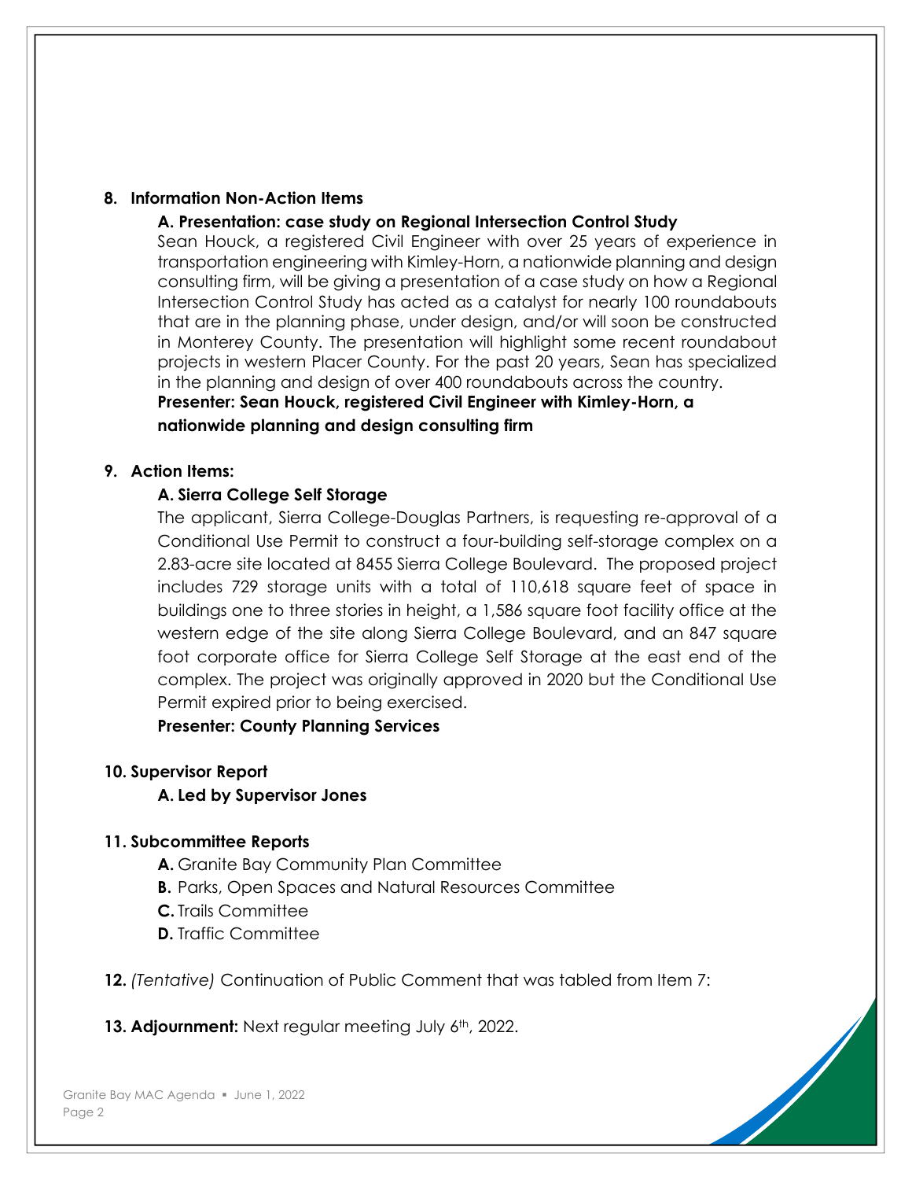**8. Information Non-Action Items**

**A. Presentation: case study on Regional Intersection Control Study**

Sean Houck, a registered Civil Engineer with over 25 years of experience in transportation engineering with Kimley-Horn, a nationwide planning and design consulting firm, will be giving a presentation of a case study on how a Regional Intersection Control Study has acted as a catalyst for nearly 100 roundabouts that are in the planning phase, under design, and/or will soon be constructed in Monterey County. The presentation will highlight some recent roundabout projects in western Placer County. For the past 20 years, Sean has specialized in the planning and design of over 400 roundabouts across the country.

**Presenter: Sean Houck, registered Civil Engineer with Kimley-Horn, a nationwide planning and design consulting firm**

**9. Action Items:**

**A. Sierra College Self Storage**

The applicant, Sierra College-Douglas Partners, is requesting re-approval of a Conditional Use Permit to construct a four-building self-storage complex on a 2.83-acre site located at 8455 Sierra College Boulevard. The proposed project includes 729 storage units with a total of 110,618 square feet of space in buildings one to three stories in height, a 1,586 square foot facility office at the western edge of the site along Sierra College Boulevard, and an 847 square foot corporate office for Sierra College Self Storage at the east end of the complex. The project was originally approved in 2020 but the Conditional Use Permit expired prior to being exercised.

**Presenter: County Planning Services**

**10. Supervisor Report**

**A. Led by Supervisor Jones**

**11. Subcommittee Reports**

**A.** Granite Bay Community Plan Committee

**B.** Parks, Open Spaces and Natural Resources Committee

**C.** Trails Committee

**D.** Traffic Committee

**12.** *(Tentative)* Continuation of Public Comment that was tabled from Item 7:

**13. Adjournment:** Next regular meeting July 6th, 2022.